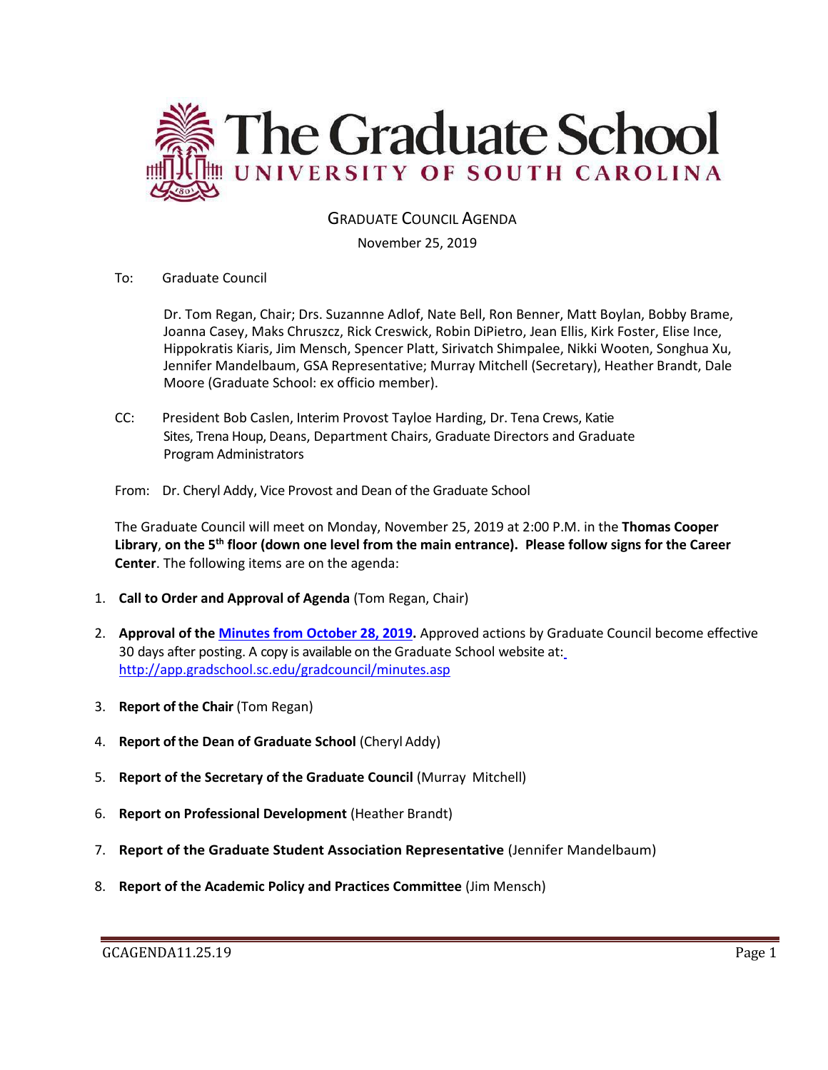# The Graduate School
## UNIVERSITY OF SOUTH CAROLINA

### GRADUATE COUNCIL AGENDA

November 25, 2019

To: Graduate Council

Dr. Tom Regan, Chair; Drs. Suzannne Adlof, Nate Bell, Ron Benner, Matt Boylan, Bobby Brame, Joanna Casey, Maks Chruszcz, Rick Creswick, Robin DiPietro, Jean Ellis, Kirk Foster, Elise Ince, Hippokratis Kiaris, Jim Mensch, Spencer Platt, Sirivatch Shimpalee, Nikki Wooten, Songhua Xu, Jennifer Mandelbaum, GSA Representative; Murray Mitchell (Secretary), Heather Brandt, Dale Moore (Graduate School: ex officio member).

CC: President Bob Caslen, Interim Provost Tayloe Harding, Dr. Tena Crews, Katie Sites, Trena Houp, Deans, Department Chairs, Graduate Directors and Graduate Program Administrators

From: Dr. Cheryl Addy, Vice Provost and Dean of the Graduate School

The Graduate Council will meet on Monday, November 25, 2019 at 2:00 P.M. in the **Thomas Cooper Library**, **on the 5th floor (down one level from the main entrance). Please follow signs for the Career Center**. The following items are on the agenda:

1. **Call to Order and Approval of Agenda** (Tom Regan, Chair)
2. **Approval of the Minutes from October 28, 2019.** Approved actions by Graduate Council become effective 30 days after posting. A copy is available on the Graduate School website at: http://app.gradschool.sc.edu/gradcouncil/minutes.asp
3. **Report of the Chair** (Tom Regan)
4. **Report of the Dean of Graduate School** (Cheryl Addy)
5. **Report of the Secretary of the Graduate Council** (Murray Mitchell)
6. **Report on Professional Development** (Heather Brandt)
7. **Report of the Graduate Student Association Representative** (Jennifer Mandelbaum)
8. **Report of the Academic Policy and Practices Committee** (Jim Mensch)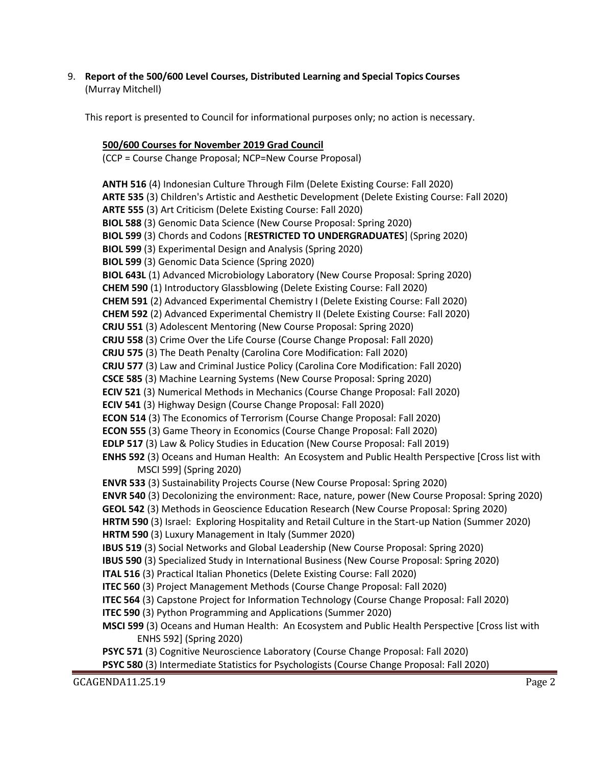9. **Report of the 500/600 Level Courses, Distributed Learning and Special Topics Courses** (Murray Mitchell)

   This report is presented to Council for informational purposes only; no action is necessary.

   **500/600 Courses for November 2019 Grad Council**
   (CCP = Course Change Proposal; NCP=New Course Proposal)

   **ANTH 516** (4) Indonesian Culture Through Film (Delete Existing Course: Fall 2020)
   **ARTE 535** (3) Children's Artistic and Aesthetic Development (Delete Existing Course: Fall 2020)
   **ARTE 555** (3) Art Criticism (Delete Existing Course: Fall 2020)
   **BIOL 588** (3) Genomic Data Science (New Course Proposal: Spring 2020)
   **BIOL 599** (3) Chords and Codons [**RESTRICTED TO UNDERGRADUATES**] (Spring 2020)
   **BIOL 599** (3) Experimental Design and Analysis (Spring 2020)
   **BIOL 599** (3) Genomic Data Science (Spring 2020)
   **BIOL 643L** (1) Advanced Microbiology Laboratory (New Course Proposal: Spring 2020)
   **CHEM 590** (1) Introductory Glassblowing (Delete Existing Course: Fall 2020)
   **CHEM 591** (2) Advanced Experimental Chemistry I (Delete Existing Course: Fall 2020)
   **CHEM 592** (2) Advanced Experimental Chemistry II (Delete Existing Course: Fall 2020)
   **CRJU 551** (3) Adolescent Mentoring (New Course Proposal: Spring 2020)
   **CRJU 558** (3) Crime Over the Life Course (Course Change Proposal: Fall 2020)
   **CRJU 575** (3) The Death Penalty (Carolina Core Modification: Fall 2020)
   **CRJU 577** (3) Law and Criminal Justice Policy (Carolina Core Modification: Fall 2020)
   **CSCE 585** (3) Machine Learning Systems (New Course Proposal: Spring 2020)
   **ECIV 521** (3) Numerical Methods in Mechanics (Course Change Proposal: Fall 2020)
   **ECIV 541** (3) Highway Design (Course Change Proposal: Fall 2020)
   **ECON 514** (3) The Economics of Terrorism (Course Change Proposal: Fall 2020)
   **ECON 555** (3) Game Theory in Economics (Course Change Proposal: Fall 2020)
   **EDLP 517** (3) Law & Policy Studies in Education (New Course Proposal: Fall 2019)
   **ENHS 592** (3) Oceans and Human Health: An Ecosystem and Public Health Perspective [Cross list with MSCI 599] (Spring 2020)
   **ENVR 533** (3) Sustainability Projects Course (New Course Proposal: Spring 2020)
   **ENVR 540** (3) Decolonizing the environment: Race, nature, power (New Course Proposal: Spring 2020)
   **GEOL 542** (3) Methods in Geoscience Education Research (New Course Proposal: Spring 2020)
   **HRTM 590** (3) Israel: Exploring Hospitality and Retail Culture in the Start-up Nation (Summer 2020)
   **HRTM 590** (3) Luxury Management in Italy (Summer 2020)
   **IBUS 519** (3) Social Networks and Global Leadership (New Course Proposal: Spring 2020)
   **IBUS 590** (3) Specialized Study in International Business (New Course Proposal: Spring 2020)
   **ITAL 516** (3) Practical Italian Phonetics (Delete Existing Course: Fall 2020)
   **ITEC 560** (3) Project Management Methods (Course Change Proposal: Fall 2020)
   **ITEC 564** (3) Capstone Project for Information Technology (Course Change Proposal: Fall 2020)
   **ITEC 590** (3) Python Programming and Applications (Summer 2020)
   **MSCI 599** (3) Oceans and Human Health: An Ecosystem and Public Health Perspective [Cross list with ENHS 592] (Spring 2020)
   **PSYC 571** (3) Cognitive Neuroscience Laboratory (Course Change Proposal: Fall 2020)
   **PSYC 580** (3) Intermediate Statistics for Psychologists (Course Change Proposal: Fall 2020)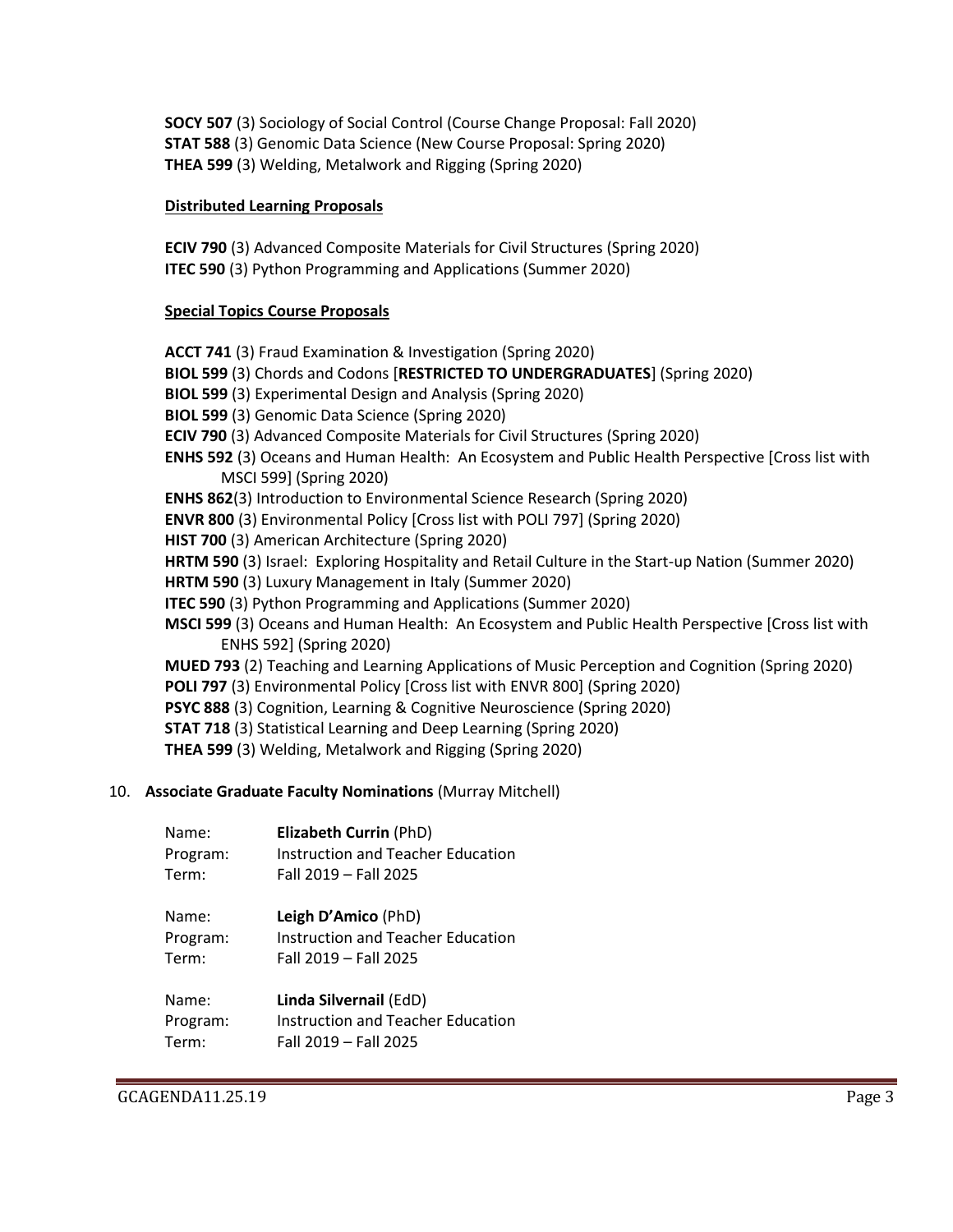**SOCY 507** (3) Sociology of Social Control (Course Change Proposal: Fall 2020)
**STAT 588** (3) Genomic Data Science (New Course Proposal: Spring 2020)
**THEA 599** (3) Welding, Metalwork and Rigging (Spring 2020)

**Distributed Learning Proposals**

**ECIV 790** (3) Advanced Composite Materials for Civil Structures (Spring 2020)
**ITEC 590** (3) Python Programming and Applications (Summer 2020)

**Special Topics Course Proposals**

**ACCT 741** (3) Fraud Examination & Investigation (Spring 2020)
**BIOL 599** (3) Chords and Codons [**RESTRICTED TO UNDERGRADUATES**] (Spring 2020)
**BIOL 599** (3) Experimental Design and Analysis (Spring 2020)
**BIOL 599** (3) Genomic Data Science (Spring 2020)
**ECIV 790** (3) Advanced Composite Materials for Civil Structures (Spring 2020)
**ENHS 592** (3) Oceans and Human Health: An Ecosystem and Public Health Perspective [Cross list with MSCI 599] (Spring 2020)
**ENHS 862**(3) Introduction to Environmental Science Research (Spring 2020)
**ENVR 800** (3) Environmental Policy [Cross list with POLI 797] (Spring 2020)
**HIST 700** (3) American Architecture (Spring 2020)
**HRTM 590** (3) Israel: Exploring Hospitality and Retail Culture in the Start-up Nation (Summer 2020)
**HRTM 590** (3) Luxury Management in Italy (Summer 2020)
**ITEC 590** (3) Python Programming and Applications (Summer 2020)
**MSCI 599** (3) Oceans and Human Health: An Ecosystem and Public Health Perspective [Cross list with ENHS 592] (Spring 2020)
**MUED 793** (2) Teaching and Learning Applications of Music Perception and Cognition (Spring 2020)
**POLI 797** (3) Environmental Policy [Cross list with ENVR 800] (Spring 2020)
**PSYC 888** (3) Cognition, Learning & Cognitive Neuroscience (Spring 2020)
**STAT 718** (3) Statistical Learning and Deep Learning (Spring 2020)
**THEA 599** (3) Welding, Metalwork and Rigging (Spring 2020)

10. **Associate Graduate Faculty Nominations** (Murray Mitchell)

Name: **Elizabeth Currin** (PhD)
Program: Instruction and Teacher Education
Term: Fall 2019 – Fall 2025

Name: **Leigh D'Amico** (PhD)
Program: Instruction and Teacher Education
Term: Fall 2019 – Fall 2025

Name: **Linda Silvernail** (EdD)
Program: Instruction and Teacher Education
Term: Fall 2019 – Fall 2025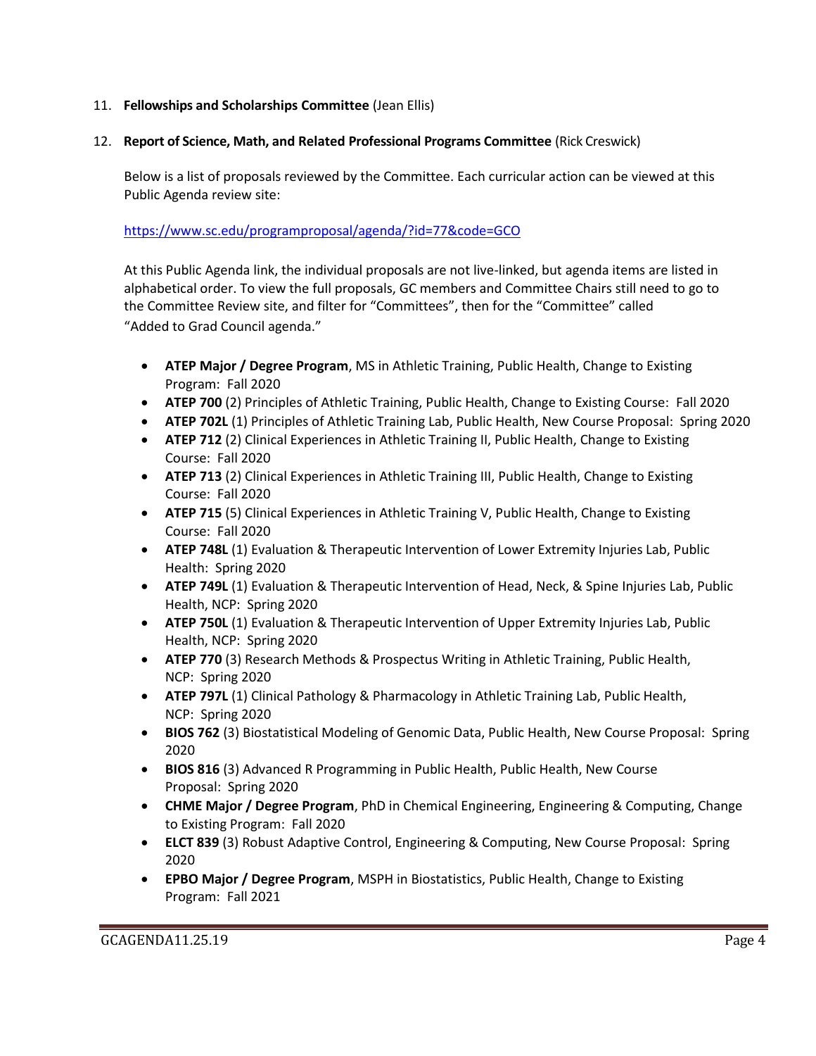11. **Fellowships and Scholarships Committee** (Jean Ellis)

12. **Report of Science, Math, and Related Professional Programs Committee** (Rick Creswick)

    Below is a list of proposals reviewed by the Committee. Each curricular action can be viewed at this Public Agenda review site:

    https://www.sc.edu/programproposal/agenda/?id=77&code=GCO

    At this Public Agenda link, the individual proposals are not live-linked, but agenda items are listed in alphabetical order. To view the full proposals, GC members and Committee Chairs still need to go to the Committee Review site, and filter for "Committees", then for the "Committee" called "Added to Grad Council agenda."

    - **ATEP Major / Degree Program**, MS in Athletic Training, Public Health, Change to Existing Program: Fall 2020
    - **ATEP 700** (2) Principles of Athletic Training, Public Health, Change to Existing Course: Fall 2020
    - **ATEP 702L** (1) Principles of Athletic Training Lab, Public Health, New Course Proposal: Spring 2020
    - **ATEP 712** (2) Clinical Experiences in Athletic Training II, Public Health, Change to Existing Course: Fall 2020
    - **ATEP 713** (2) Clinical Experiences in Athletic Training III, Public Health, Change to Existing Course: Fall 2020
    - **ATEP 715** (5) Clinical Experiences in Athletic Training V, Public Health, Change to Existing Course: Fall 2020
    - **ATEP 748L** (1) Evaluation & Therapeutic Intervention of Lower Extremity Injuries Lab, Public Health: Spring 2020
    - **ATEP 749L** (1) Evaluation & Therapeutic Intervention of Head, Neck, & Spine Injuries Lab, Public Health, NCP: Spring 2020
    - **ATEP 750L** (1) Evaluation & Therapeutic Intervention of Upper Extremity Injuries Lab, Public Health, NCP: Spring 2020
    - **ATEP 770** (3) Research Methods & Prospectus Writing in Athletic Training, Public Health, NCP: Spring 2020
    - **ATEP 797L** (1) Clinical Pathology & Pharmacology in Athletic Training Lab, Public Health, NCP: Spring 2020
    - **BIOS 762** (3) Biostatistical Modeling of Genomic Data, Public Health, New Course Proposal: Spring 2020
    - **BIOS 816** (3) Advanced R Programming in Public Health, Public Health, New Course Proposal: Spring 2020
    - **CHME Major / Degree Program**, PhD in Chemical Engineering, Engineering & Computing, Change to Existing Program: Fall 2020
    - **ELCT 839** (3) Robust Adaptive Control, Engineering & Computing, New Course Proposal: Spring 2020
    - **EPBO Major / Degree Program**, MSPH in Biostatistics, Public Health, Change to Existing Program: Fall 2021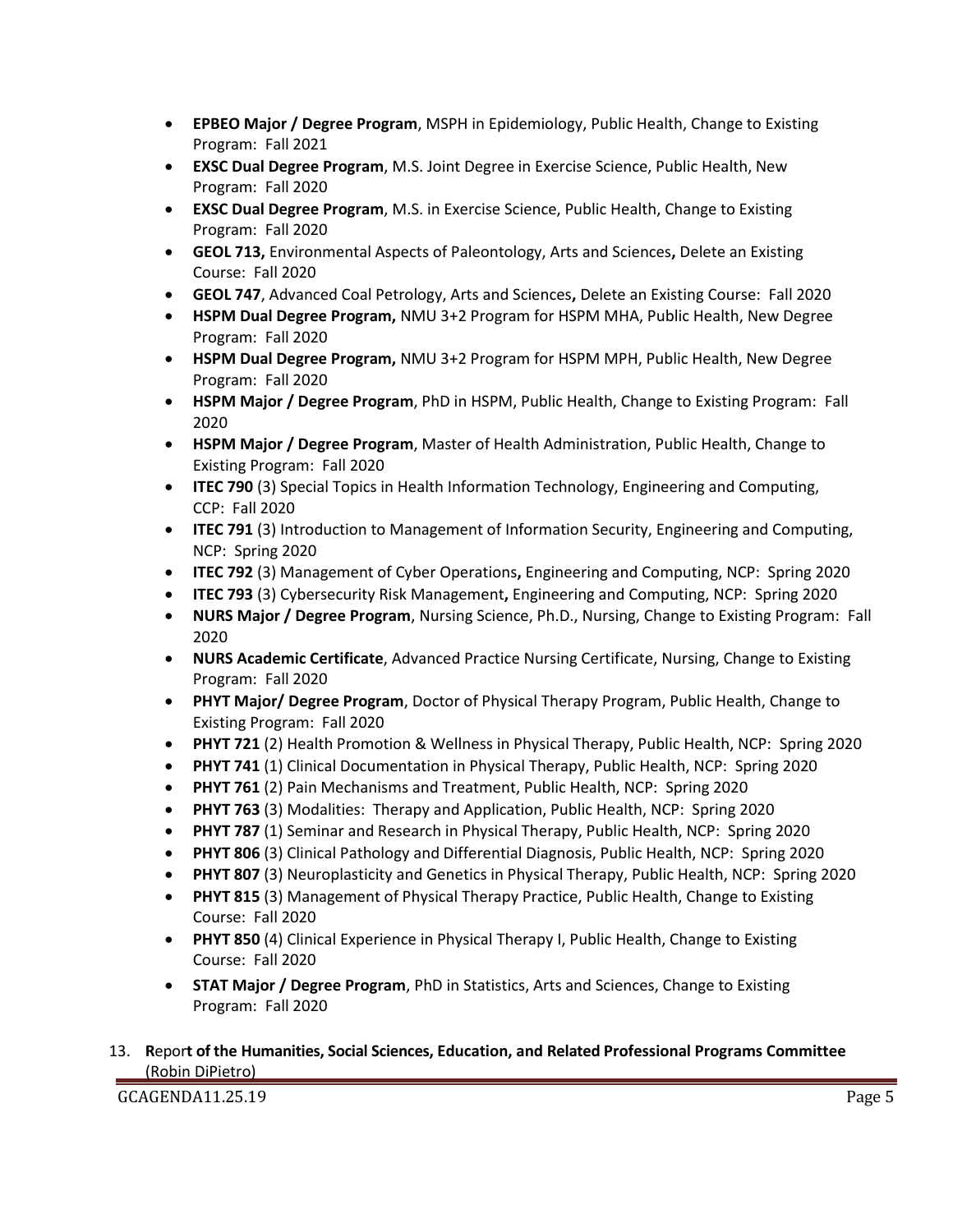- **EPBEO Major / Degree Program**, MSPH in Epidemiology, Public Health, Change to Existing Program: Fall 2021
- **EXSC Dual Degree Program**, M.S. Joint Degree in Exercise Science, Public Health, New Program: Fall 2020
- **EXSC Dual Degree Program**, M.S. in Exercise Science, Public Health, Change to Existing Program: Fall 2020
- **GEOL 713,** Environmental Aspects of Paleontology, Arts and Sciences**,** Delete an Existing Course: Fall 2020
- **GEOL 747**, Advanced Coal Petrology, Arts and Sciences**,** Delete an Existing Course: Fall 2020
- **HSPM Dual Degree Program,** NMU 3+2 Program for HSPM MHA, Public Health, New Degree Program: Fall 2020
- **HSPM Dual Degree Program,** NMU 3+2 Program for HSPM MPH, Public Health, New Degree Program: Fall 2020
- **HSPM Major / Degree Program**, PhD in HSPM, Public Health, Change to Existing Program: Fall 2020
- **HSPM Major / Degree Program**, Master of Health Administration, Public Health, Change to Existing Program: Fall 2020
- **ITEC 790** (3) Special Topics in Health Information Technology, Engineering and Computing, CCP: Fall 2020
- **ITEC 791** (3) Introduction to Management of Information Security, Engineering and Computing, NCP: Spring 2020
- **ITEC 792** (3) Management of Cyber Operations**,** Engineering and Computing, NCP: Spring 2020
- **ITEC 793** (3) Cybersecurity Risk Management**,** Engineering and Computing, NCP: Spring 2020
- **NURS Major / Degree Program**, Nursing Science, Ph.D., Nursing, Change to Existing Program: Fall 2020
- **NURS Academic Certificate**, Advanced Practice Nursing Certificate, Nursing, Change to Existing Program: Fall 2020
- **PHYT Major/ Degree Program**, Doctor of Physical Therapy Program, Public Health, Change to Existing Program: Fall 2020
- **PHYT 721** (2) Health Promotion & Wellness in Physical Therapy, Public Health, NCP: Spring 2020
- **PHYT 741** (1) Clinical Documentation in Physical Therapy, Public Health, NCP: Spring 2020
- **PHYT 761** (2) Pain Mechanisms and Treatment, Public Health, NCP: Spring 2020
- **PHYT 763** (3) Modalities: Therapy and Application, Public Health, NCP: Spring 2020
- **PHYT 787** (1) Seminar and Research in Physical Therapy, Public Health, NCP: Spring 2020
- **PHYT 806** (3) Clinical Pathology and Differential Diagnosis, Public Health, NCP: Spring 2020
- **PHYT 807** (3) Neuroplasticity and Genetics in Physical Therapy, Public Health, NCP: Spring 2020
- **PHYT 815** (3) Management of Physical Therapy Practice, Public Health, Change to Existing Course: Fall 2020
- **PHYT 850** (4) Clinical Experience in Physical Therapy I, Public Health, Change to Existing Course: Fall 2020
- **STAT Major / Degree Program**, PhD in Statistics, Arts and Sciences, Change to Existing Program: Fall 2020

13. **Report of the Humanities, Social Sciences, Education, and Related Professional Programs Committee** (Robin DiPietro)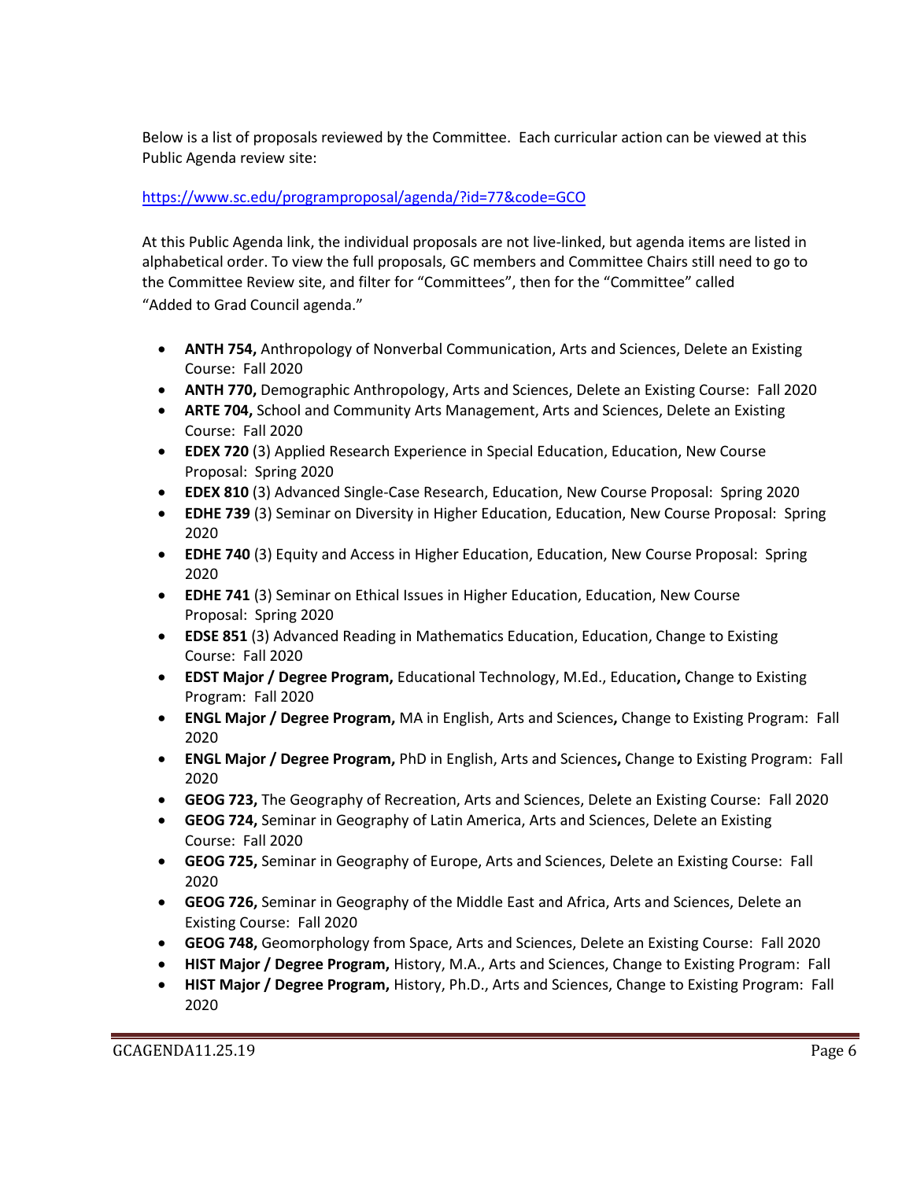Below is a list of proposals reviewed by the Committee. Each curricular action can be viewed at this Public Agenda review site:

https://www.sc.edu/programproposal/agenda/?id=77&code=GCO

At this Public Agenda link, the individual proposals are not live-linked, but agenda items are listed in alphabetical order. To view the full proposals, GC members and Committee Chairs still need to go to the Committee Review site, and filter for "Committees", then for the "Committee" called "Added to Grad Council agenda."

- **ANTH 754,** Anthropology of Nonverbal Communication, Arts and Sciences, Delete an Existing Course: Fall 2020
- **ANTH 770,** Demographic Anthropology, Arts and Sciences, Delete an Existing Course: Fall 2020
- **ARTE 704,** School and Community Arts Management, Arts and Sciences, Delete an Existing Course: Fall 2020
- **EDEX 720** (3) Applied Research Experience in Special Education, Education, New Course Proposal: Spring 2020
- **EDEX 810** (3) Advanced Single-Case Research, Education, New Course Proposal: Spring 2020
- **EDHE 739** (3) Seminar on Diversity in Higher Education, Education, New Course Proposal: Spring 2020
- **EDHE 740** (3) Equity and Access in Higher Education, Education, New Course Proposal: Spring 2020
- **EDHE 741** (3) Seminar on Ethical Issues in Higher Education, Education, New Course Proposal: Spring 2020
- **EDSE 851** (3) Advanced Reading in Mathematics Education, Education, Change to Existing Course: Fall 2020
- **EDST Major / Degree Program,** Educational Technology, M.Ed., Education**,** Change to Existing Program: Fall 2020
- **ENGL Major / Degree Program,** MA in English, Arts and Sciences**,** Change to Existing Program: Fall 2020
- **ENGL Major / Degree Program,** PhD in English, Arts and Sciences**,** Change to Existing Program: Fall 2020
- **GEOG 723,** The Geography of Recreation, Arts and Sciences, Delete an Existing Course: Fall 2020
- **GEOG 724,** Seminar in Geography of Latin America, Arts and Sciences, Delete an Existing Course: Fall 2020
- **GEOG 725,** Seminar in Geography of Europe, Arts and Sciences, Delete an Existing Course: Fall 2020
- **GEOG 726,** Seminar in Geography of the Middle East and Africa, Arts and Sciences, Delete an Existing Course: Fall 2020
- **GEOG 748,** Geomorphology from Space, Arts and Sciences, Delete an Existing Course: Fall 2020
- **HIST Major / Degree Program,** History, M.A., Arts and Sciences, Change to Existing Program: Fall
- **HIST Major / Degree Program,** History, Ph.D., Arts and Sciences, Change to Existing Program: Fall 2020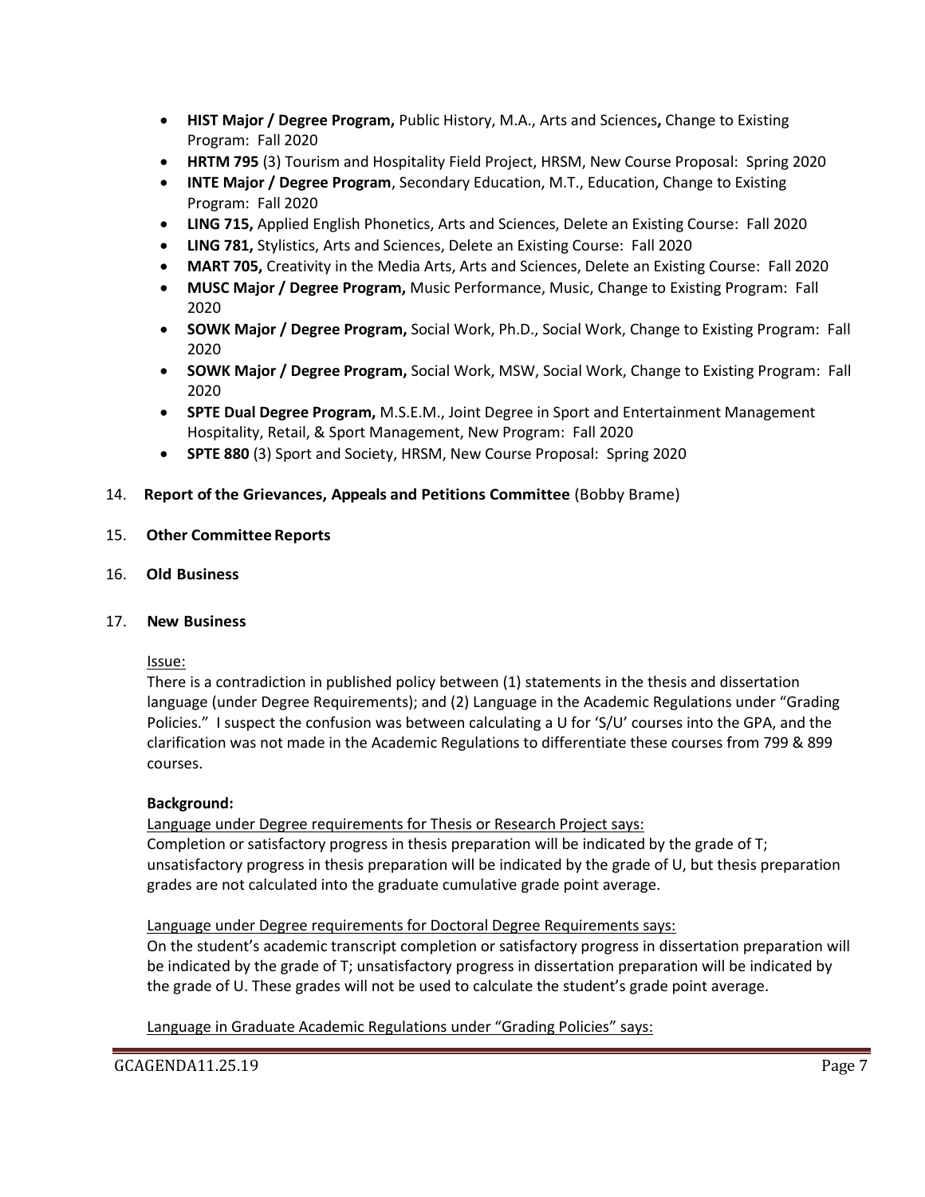- **HIST Major / Degree Program,** Public History, M.A., Arts and Sciences**,** Change to Existing Program: Fall 2020
- **HRTM 795** (3) Tourism and Hospitality Field Project, HRSM, New Course Proposal: Spring 2020
- **INTE Major / Degree Program**, Secondary Education, M.T., Education, Change to Existing Program: Fall 2020
- **LING 715,** Applied English Phonetics, Arts and Sciences, Delete an Existing Course: Fall 2020
- **LING 781,** Stylistics, Arts and Sciences, Delete an Existing Course: Fall 2020
- **MART 705,** Creativity in the Media Arts, Arts and Sciences, Delete an Existing Course: Fall 2020
- **MUSC Major / Degree Program,** Music Performance, Music, Change to Existing Program: Fall 2020
- **SOWK Major / Degree Program,** Social Work, Ph.D., Social Work, Change to Existing Program: Fall 2020
- **SOWK Major / Degree Program,** Social Work, MSW, Social Work, Change to Existing Program: Fall 2020
- **SPTE Dual Degree Program,** M.S.E.M., Joint Degree in Sport and Entertainment Management Hospitality, Retail, & Sport Management, New Program: Fall 2020
- **SPTE 880** (3) Sport and Society, HRSM, New Course Proposal: Spring 2020

14. **Report of the Grievances, Appeals and Petitions Committee** (Bobby Brame)

15. **Other Committee Reports**

16. **Old Business**

17. **New Business**

Issue:
There is a contradiction in published policy between (1) statements in the thesis and dissertation language (under Degree Requirements); and (2) Language in the Academic Regulations under "Grading Policies." I suspect the confusion was between calculating a U for 'S/U' courses into the GPA, and the clarification was not made in the Academic Regulations to differentiate these courses from 799 & 899 courses.

**Background:**

Language under Degree requirements for Thesis or Research Project says:
Completion or satisfactory progress in thesis preparation will be indicated by the grade of T; unsatisfactory progress in thesis preparation will be indicated by the grade of U, but thesis preparation grades are not calculated into the graduate cumulative grade point average.

Language under Degree requirements for Doctoral Degree Requirements says:
On the student's academic transcript completion or satisfactory progress in dissertation preparation will be indicated by the grade of T; unsatisfactory progress in dissertation preparation will be indicated by the grade of U. These grades will not be used to calculate the student's grade point average.

Language in Graduate Academic Regulations under "Grading Policies" says: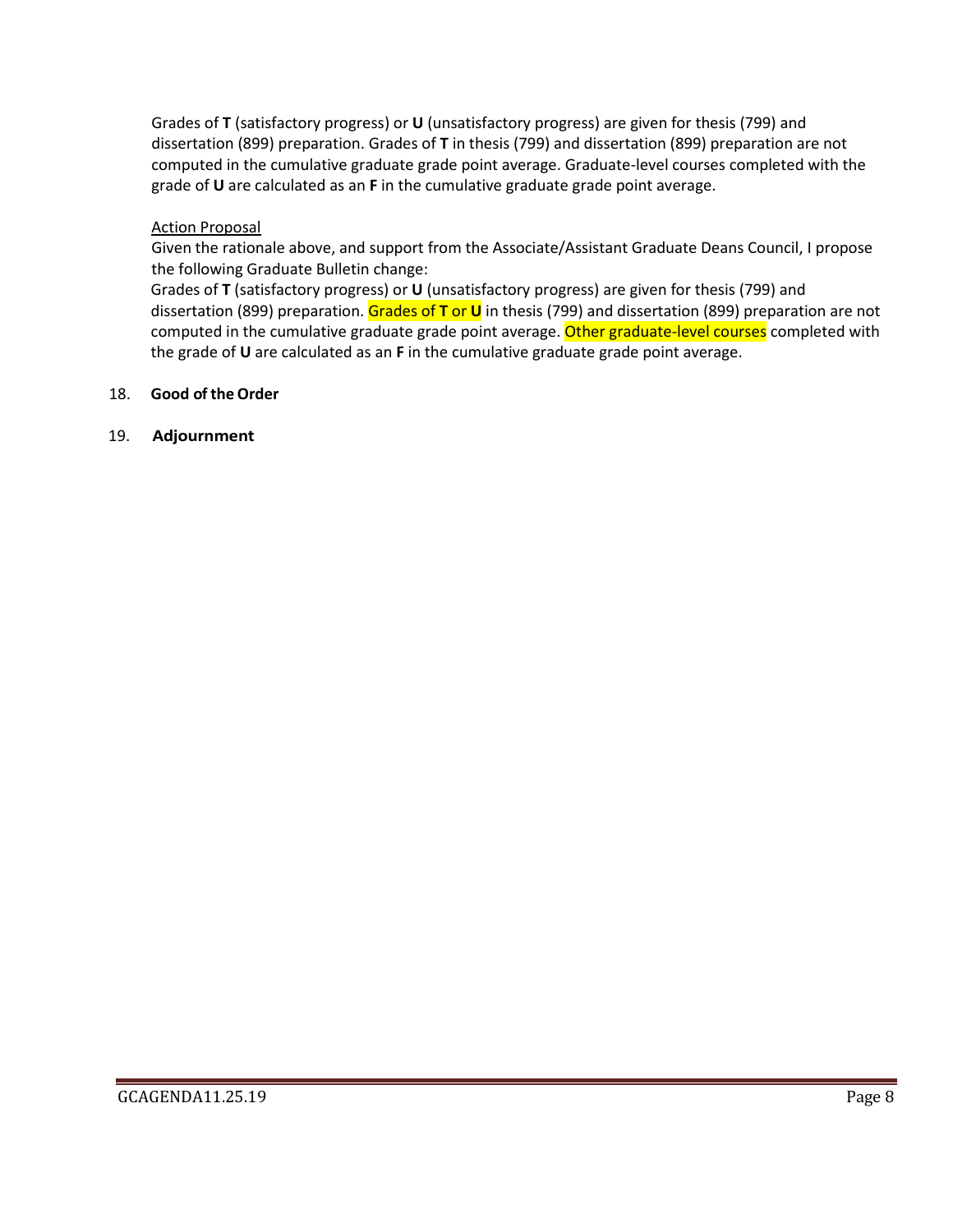Grades of **T** (satisfactory progress) or **U** (unsatisfactory progress) are given for thesis (799) and dissertation (899) preparation. Grades of **T** in thesis (799) and dissertation (899) preparation are not computed in the cumulative graduate grade point average. Graduate-level courses completed with the grade of **U** are calculated as an **F** in the cumulative graduate grade point average.

<u>Action Proposal</u>

Given the rationale above, and support from the Associate/Assistant Graduate Deans Council, I propose the following Graduate Bulletin change:

Grades of **T** (satisfactory progress) or **U** (unsatisfactory progress) are given for thesis (799) and dissertation (899) preparation. Grades of **T** or **U** in thesis (799) and dissertation (899) preparation are not computed in the cumulative graduate grade point average. Other graduate-level courses completed with the grade of **U** are calculated as an **F** in the cumulative graduate grade point average.

18. **Good of the Order**

19. **Adjournment**